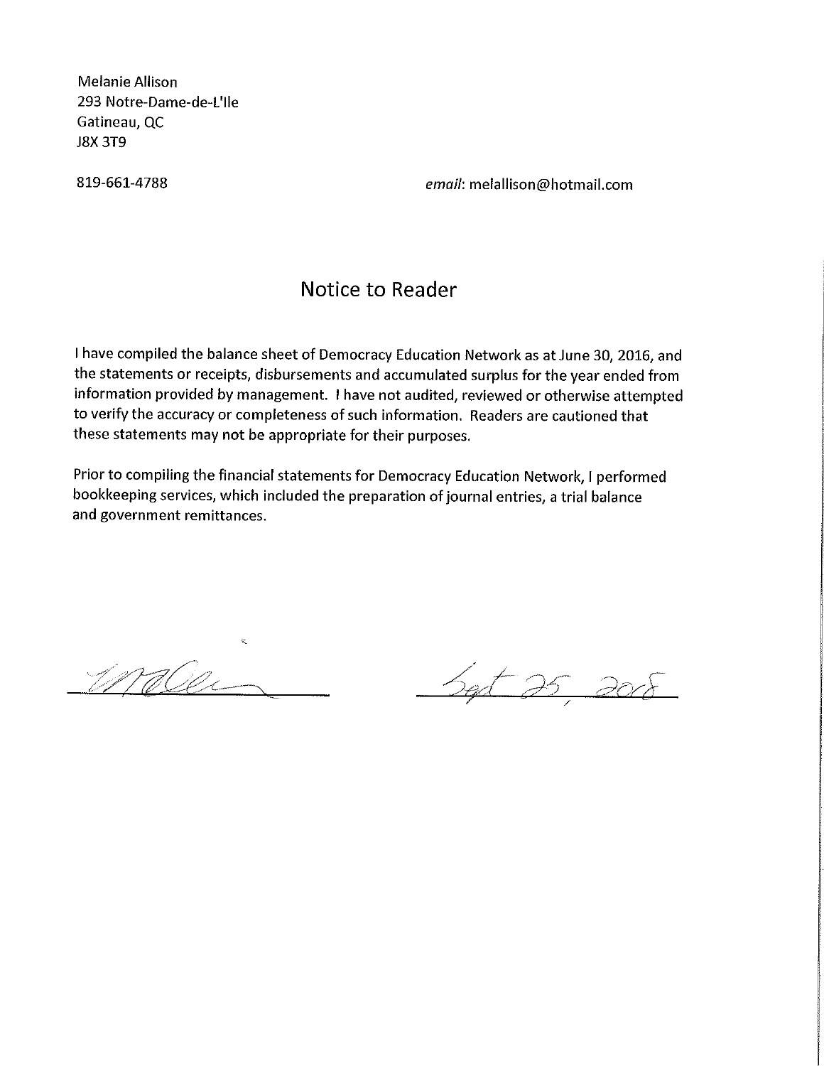Melanie Allison
293 Notre-Dame-de-L'Ile
Gatineau, QC
J8X 3T9

819-661-4788 *email*: melallison@hotmail.com

# Notice to Reader

I have compiled the balance sheet of Democracy Education Network as at June 30, 2016, and the statements or receipts, disbursements and accumulated surplus for the year ended from information provided by management. I have not audited, reviewed or otherwise attempted to verify the accuracy or completeness of such information. Readers are cautioned that these statements may not be appropriate for their purposes.

Prior to compiling the financial statements for Democracy Education Network, I performed bookkeeping services, which included the preparation of journal entries, a trial balance and government remittances.

[signature] Sept 25, 2018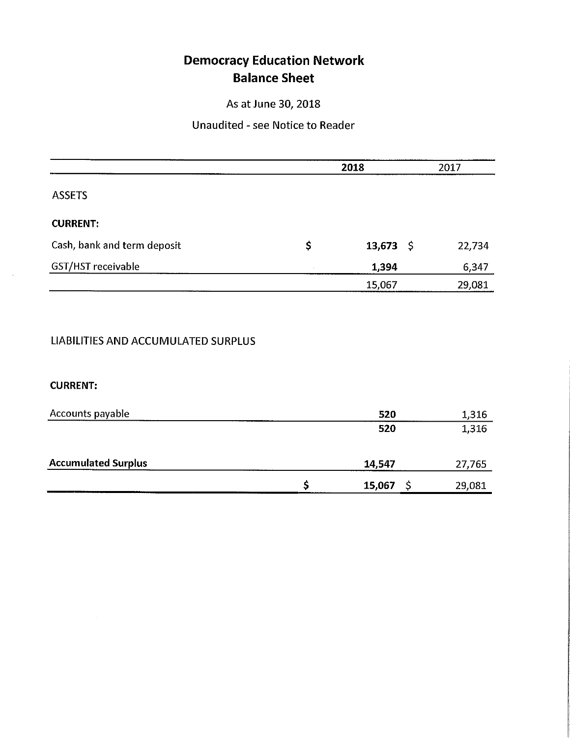# Democracy Education Network
## Balance Sheet

As at June 30, 2018

Unaudited - see Notice to Reader

| | | 2018 | | 2017 |
|---|---|---|---|---|
| ASSETS | | | | |
| **CURRENT:** | | | | |
| Cash, bank and term deposit | $ | **13,673** | $ | 22,734 |
| GST/HST receivable | | **1,394** | | 6,347 |
| | | 15,067 | | 29,081 |
| LIABILITIES AND ACCUMULATED SURPLUS | | | | |
| **CURRENT:** | | | | |
| Accounts payable | | **520** | | 1,316 |
| | | **520** | | 1,316 |
| **Accumulated Surplus** | | **14,547** | | 27,765 |
| | $ | **15,067** | $ | 29,081 |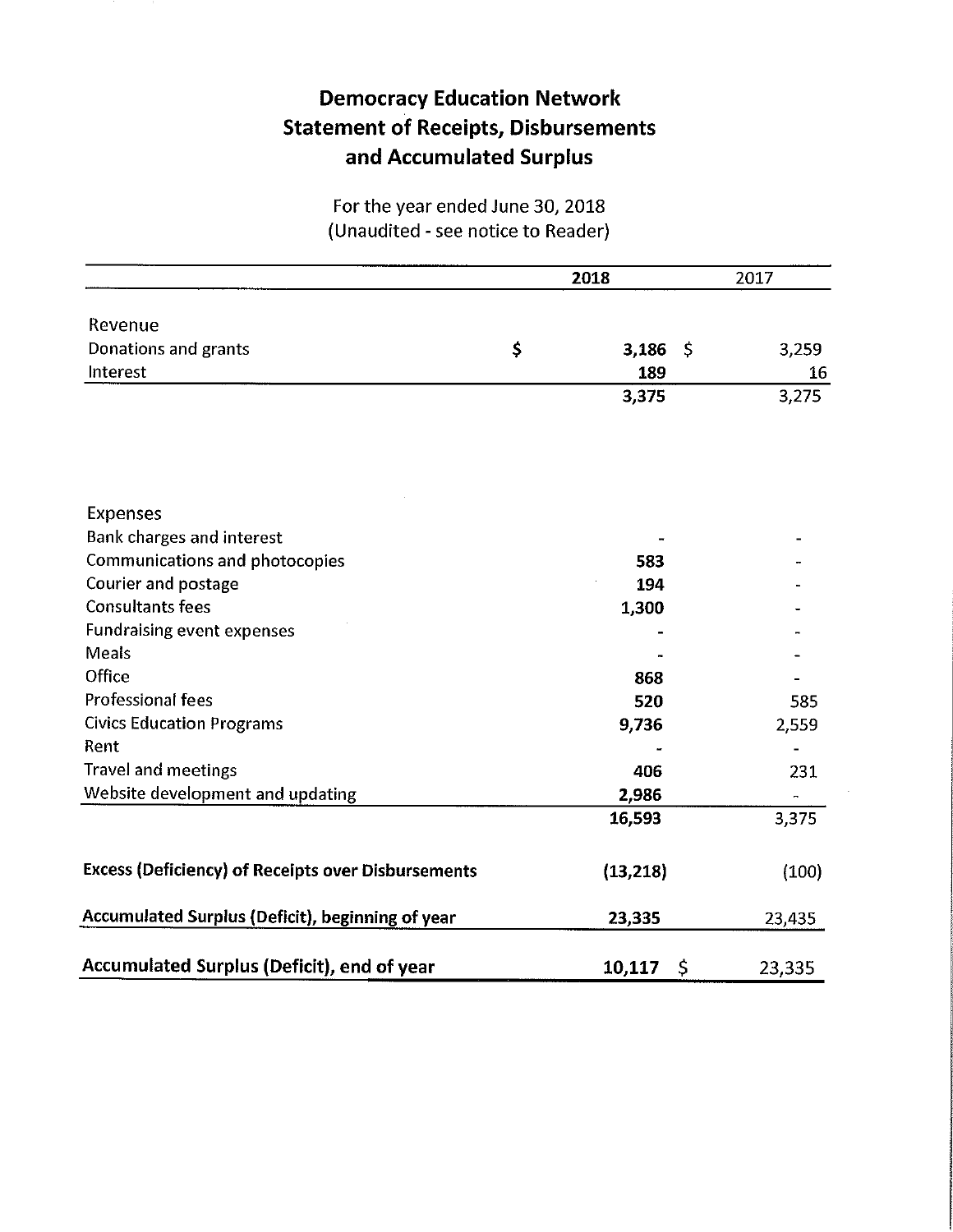# Democracy Education Network
## Statement of Receipts, Disbursements and Accumulated Surplus

For the year ended June 30, 2018
(Unaudited - see notice to Reader)

| | 2018 | 2017 |
|---|---|---|
| **Revenue** | | |
| Donations and grants | $ **3,186** | $ 3,259 |
| Interest | **189** | 16 |
| | **3,375** | 3,275 |
| **Expenses** | | |
| Bank charges and interest | - | - |
| Communications and photocopies | **583** | - |
| Courier and postage | **194** | - |
| Consultants fees | **1,300** | - |
| Fundraising event expenses | - | - |
| Meals | - | - |
| Office | **868** | - |
| Professional fees | **520** | 585 |
| Civics Education Programs | **9,736** | 2,559 |
| Rent | - | - |
| Travel and meetings | **406** | 231 |
| Website development and updating | **2,986** | - |
| | **16,593** | 3,375 |
| **Excess (Deficiency) of Receipts over Disbursements** | **(13,218)** | (100) |
| **Accumulated Surplus (Deficit), beginning of year** | **23,335** | 23,435 |
| **Accumulated Surplus (Deficit), end of year** | **10,117** | $ 23,335 |